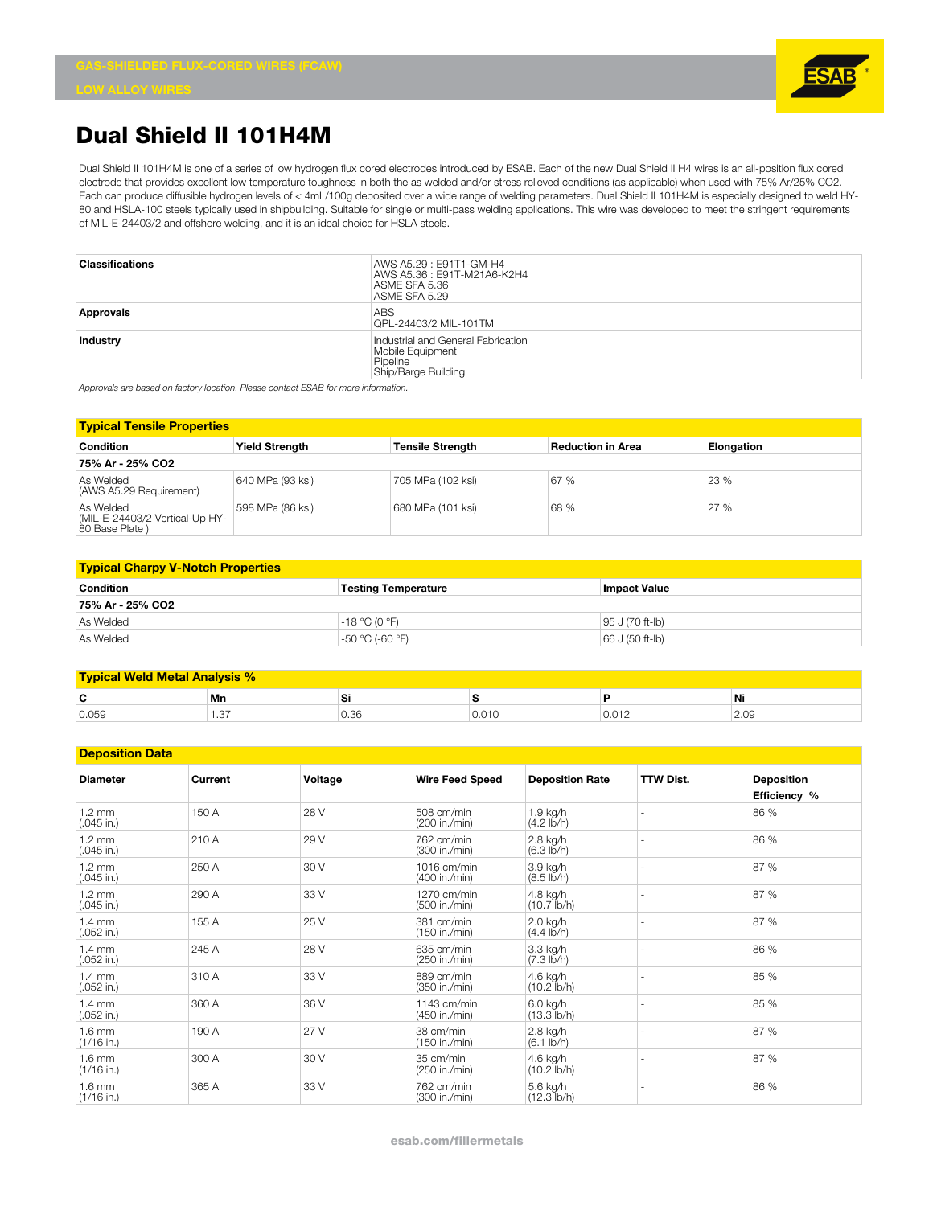GAS-SHIELDED FLUX-CORED WIRES (FCAW)
LOW ALLOY WIRES

# Dual Shield II 101H4M

Dual Shield II 101H4M is one of a series of low hydrogen flux cored electrodes introduced by ESAB. Each of the new Dual Shield II H4 wires is an all-position flux cored electrode that provides excellent low temperature toughness in both the as welded and/or stress relieved conditions (as applicable) when used with 75% Ar/25% CO2. Each can produce diffusible hydrogen levels of < 4mL/100g deposited over a wide range of welding parameters. Dual Shield II 101H4M is especially designed to weld HY-80 and HSLA-100 steels typically used in shipbuilding. Suitable for single or multi-pass welding applications. This wire was developed to meet the stringent requirements of MIL-E-24403/2 and offshore welding, and it is an ideal choice for HSLA steels.

| | |
|---|---|
| **Classifications** | AWS A5.29 : E91T1-GM-H4<br>AWS A5.36 : E91T-M21A6-K2H4<br>ASME SFA 5.36<br>ASME SFA 5.29 |
| **Approvals** | ABS<br>QPL-24403/2 MIL-101TM |
| **Industry** | Industrial and General Fabrication<br>Mobile Equipment<br>Pipeline<br>Ship/Barge Building |

*Approvals are based on factory location. Please contact ESAB for more information.*

## Typical Tensile Properties

| Condition | Yield Strength | Tensile Strength | Reduction in Area | Elongation |
|---|---|---|---|---|
| **75% Ar - 25% CO2** | | | | |
| As Welded (AWS A5.29 Requirement) | 640 MPa (93 ksi) | 705 MPa (102 ksi) | 67 % | 23 % |
| As Welded (MIL-E-24403/2 Vertical-Up HY-80 Base Plate ) | 598 MPa (86 ksi) | 680 MPa (101 ksi) | 68 % | 27 % |

## Typical Charpy V-Notch Properties

| Condition | Testing Temperature | Impact Value |
|---|---|---|
| **75% Ar - 25% CO2** | | |
| As Welded | -18 °C (0 °F) | 95 J (70 ft-lb) |
| As Welded | -50 °C (-60 °F) | 66 J (50 ft-lb) |

## Typical Weld Metal Analysis %

| C | Mn | Si | S | P | Ni |
|---|---|---|---|---|---|
| 0.059 | 1.37 | 0.36 | 0.010 | 0.012 | 2.09 |

## Deposition Data

| Diameter | Current | Voltage | Wire Feed Speed | Deposition Rate | TTW Dist. | Deposition Efficiency % |
|---|---|---|---|---|---|---|
| 1.2 mm (.045 in.) | 150 A | 28 V | 508 cm/min (200 in./min) | 1.9 kg/h (4.2 lb/h) | - | 86 % |
| 1.2 mm (.045 in.) | 210 A | 29 V | 762 cm/min (300 in./min) | 2.8 kg/h (6.3 lb/h) | - | 86 % |
| 1.2 mm (.045 in.) | 250 A | 30 V | 1016 cm/min (400 in./min) | 3.9 kg/h (8.5 lb/h) | - | 87 % |
| 1.2 mm (.045 in.) | 290 A | 33 V | 1270 cm/min (500 in./min) | 4.8 kg/h (10.7 lb/h) | - | 87 % |
| 1.4 mm (.052 in.) | 155 A | 25 V | 381 cm/min (150 in./min) | 2.0 kg/h (4.4 lb/h) | - | 87 % |
| 1.4 mm (.052 in.) | 245 A | 28 V | 635 cm/min (250 in./min) | 3.3 kg/h (7.3 lb/h) | - | 86 % |
| 1.4 mm (.052 in.) | 310 A | 33 V | 889 cm/min (350 in./min) | 4.6 kg/h (10.2 lb/h) | - | 85 % |
| 1.4 mm (.052 in.) | 360 A | 36 V | 1143 cm/min (450 in./min) | 6.0 kg/h (13.3 lb/h) | - | 85 % |
| 1.6 mm (1/16 in.) | 190 A | 27 V | 38 cm/min (150 in./min) | 2.8 kg/h (6.1 lb/h) | - | 87 % |
| 1.6 mm (1/16 in.) | 300 A | 30 V | 35 cm/min (250 in./min) | 4.6 kg/h (10.2 lb/h) | - | 87 % |
| 1.6 mm (1/16 in.) | 365 A | 33 V | 762 cm/min (300 in./min) | 5.6 kg/h (12.3 lb/h) | - | 86 % |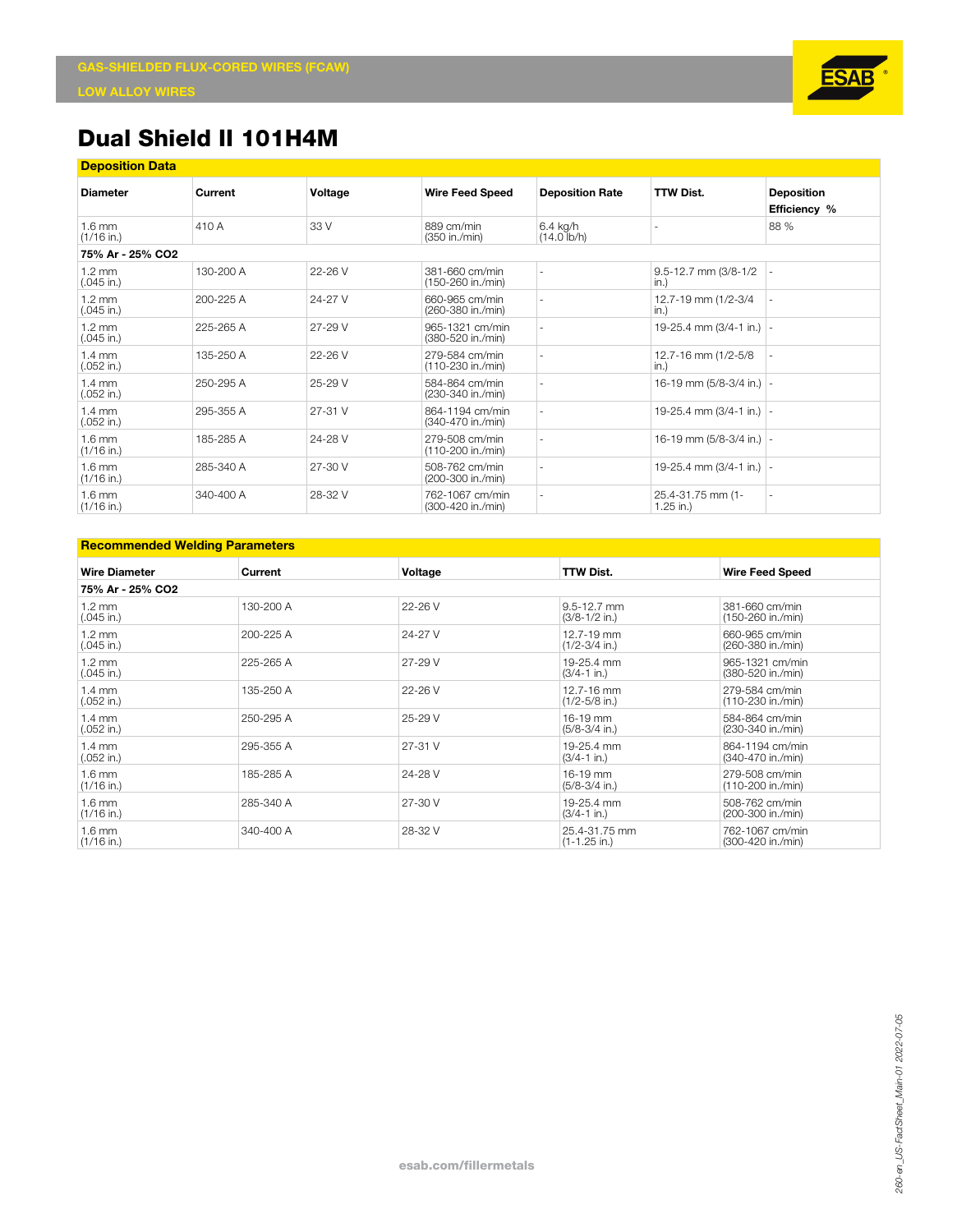GAS-SHIELDED FLUX-CORED WIRES (FCAW)

LOW ALLOY WIRES

# Dual Shield II 101H4M

## Deposition Data

| Diameter | Current | Voltage | Wire Feed Speed | Deposition Rate | TTW Dist. | Deposition Efficiency % |
|---|---|---|---|---|---|---|
| 1.6 mm (1/16 in.) | 410 A | 33 V | 889 cm/min (350 in./min) | 6.4 kg/h (14.0 lb/h) | - | 88 % |
| **75% Ar - 25% CO2** | | | | | | |
| 1.2 mm (.045 in.) | 130-200 A | 22-26 V | 381-660 cm/min (150-260 in./min) | - | 9.5-12.7 mm (3/8-1/2 in.) | - |
| 1.2 mm (.045 in.) | 200-225 A | 24-27 V | 660-965 cm/min (260-380 in./min) | - | 12.7-19 mm (1/2-3/4 in.) | - |
| 1.2 mm (.045 in.) | 225-265 A | 27-29 V | 965-1321 cm/min (380-520 in./min) | - | 19-25.4 mm (3/4-1 in.) | - |
| 1.4 mm (.052 in.) | 135-250 A | 22-26 V | 279-584 cm/min (110-230 in./min) | - | 12.7-16 mm (1/2-5/8 in.) | - |
| 1.4 mm (.052 in.) | 250-295 A | 25-29 V | 584-864 cm/min (230-340 in./min) | - | 16-19 mm (5/8-3/4 in.) | - |
| 1.4 mm (.052 in.) | 295-355 A | 27-31 V | 864-1194 cm/min (340-470 in./min) | - | 19-25.4 mm (3/4-1 in.) | - |
| 1.6 mm (1/16 in.) | 185-285 A | 24-28 V | 279-508 cm/min (110-200 in./min) | - | 16-19 mm (5/8-3/4 in.) | - |
| 1.6 mm (1/16 in.) | 285-340 A | 27-30 V | 508-762 cm/min (200-300 in./min) | - | 19-25.4 mm (3/4-1 in.) | - |
| 1.6 mm (1/16 in.) | 340-400 A | 28-32 V | 762-1067 cm/min (300-420 in./min) | - | 25.4-31.75 mm (1-1.25 in.) | - |

## Recommended Welding Parameters

| Wire Diameter | Current | Voltage | TTW Dist. | Wire Feed Speed |
|---|---|---|---|---|
| **75% Ar - 25% CO2** | | | | |
| 1.2 mm (.045 in.) | 130-200 A | 22-26 V | 9.5-12.7 mm (3/8-1/2 in.) | 381-660 cm/min (150-260 in./min) |
| 1.2 mm (.045 in.) | 200-225 A | 24-27 V | 12.7-19 mm (1/2-3/4 in.) | 660-965 cm/min (260-380 in./min) |
| 1.2 mm (.045 in.) | 225-265 A | 27-29 V | 19-25.4 mm (3/4-1 in.) | 965-1321 cm/min (380-520 in./min) |
| 1.4 mm (.052 in.) | 135-250 A | 22-26 V | 12.7-16 mm (1/2-5/8 in.) | 279-584 cm/min (110-230 in./min) |
| 1.4 mm (.052 in.) | 250-295 A | 25-29 V | 16-19 mm (5/8-3/4 in.) | 584-864 cm/min (230-340 in./min) |
| 1.4 mm (.052 in.) | 295-355 A | 27-31 V | 19-25.4 mm (3/4-1 in.) | 864-1194 cm/min (340-470 in./min) |
| 1.6 mm (1/16 in.) | 185-285 A | 24-28 V | 16-19 mm (5/8-3/4 in.) | 279-508 cm/min (110-200 in./min) |
| 1.6 mm (1/16 in.) | 285-340 A | 27-30 V | 19-25.4 mm (3/4-1 in.) | 508-762 cm/min (200-300 in./min) |
| 1.6 mm (1/16 in.) | 340-400 A | 28-32 V | 25.4-31.75 mm (1-1.25 in.) | 762-1067 cm/min (300-420 in./min) |

esab.com/fillermetals

260-en_US-FactSheet_Main-01 2022-07-05